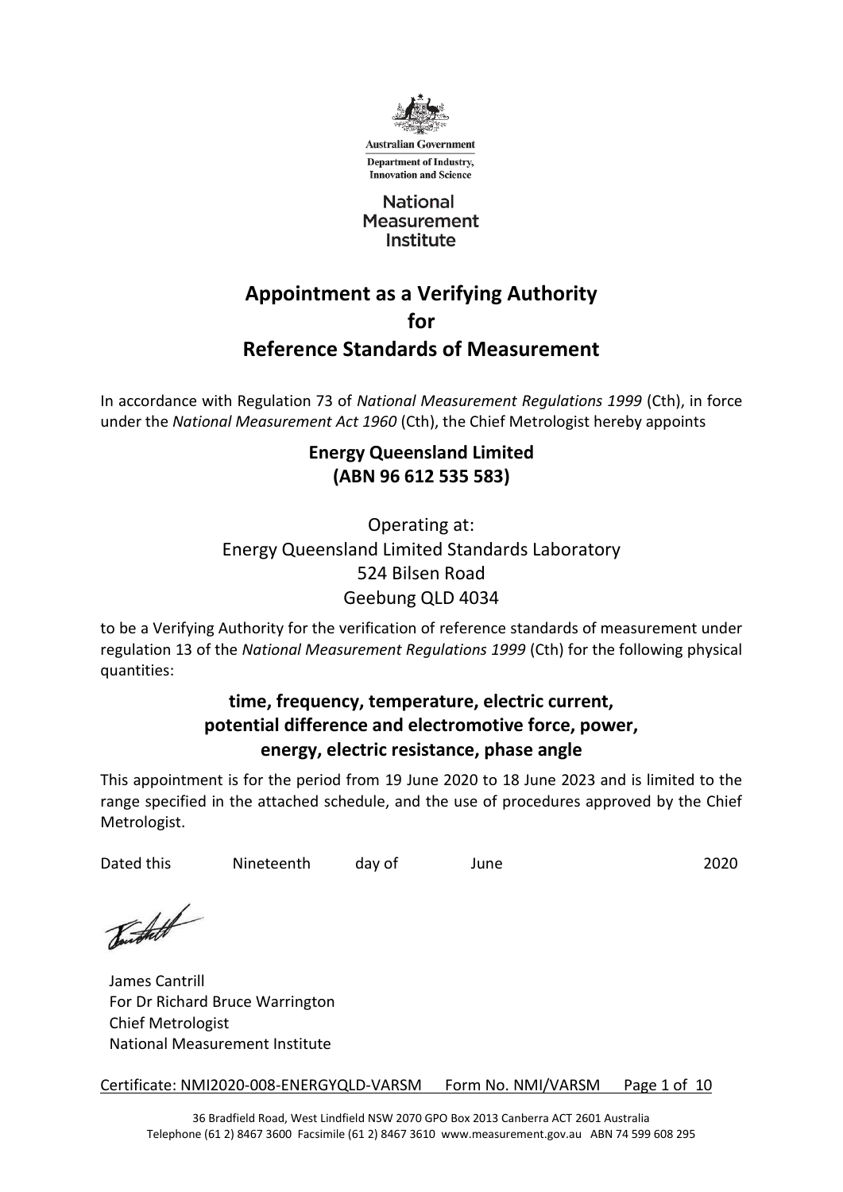Australian Government

Department of Industry, Innovation and Science

National Measurement Institute

# Appointment as a Verifying Authority for Reference Standards of Measurement

In accordance with Regulation 73 of *National Measurement Regulations 1999* (Cth), in force under the *National Measurement Act 1960* (Cth), the Chief Metrologist hereby appoints

**Energy Queensland Limited**
**(ABN 96 612 535 583)**

Operating at:
Energy Queensland Limited Standards Laboratory
524 Bilsen Road
Geebung QLD 4034

to be a Verifying Authority for the verification of reference standards of measurement under regulation 13 of the *National Measurement Regulations 1999* (Cth) for the following physical quantities:

**time, frequency, temperature, electric current, potential difference and electromotive force, power, energy, electric resistance, phase angle**

This appointment is for the period from 19 June 2020 to 18 June 2023 and is limited to the range specified in the attached schedule, and the use of procedures approved by the Chief Metrologist.

Dated this Nineteenth day of June 2020

James Cantrill
For Dr Richard Bruce Warrington
Chief Metrologist
National Measurement Institute

Certificate: NMI2020-008-ENERGYQLD-VARSM Form No. NMI/VARSM

36 Bradfield Road, West Lindfield NSW 2070 GPO Box 2013 Canberra ACT 2601 Australia
Telephone (61 2) 8467 3600 Facsimile (61 2) 8467 3610 www.measurement.gov.au ABN 74 599 608 295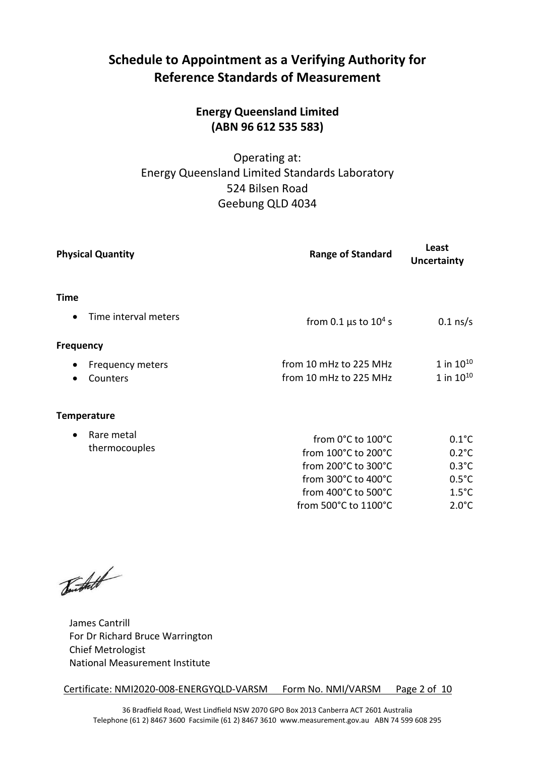# Schedule to Appointment as a Verifying Authority for Reference Standards of Measurement

## Energy Queensland Limited (ABN 96 612 535 583)

Operating at:
Energy Queensland Limited Standards Laboratory
524 Bilsen Road
Geebung QLD 4034

| Physical Quantity | Range of Standard | Least Uncertainty |
|---|---|---|
| **Time** | | |
| • Time interval meters | from 0.1 µs to $10^4$ s | 0.1 ns/s |
| **Frequency** | | |
| • Frequency meters | from 10 mHz to 225 MHz | 1 in $10^{10}$ |
| • Counters | from 10 mHz to 225 MHz | 1 in $10^{10}$ |
| **Temperature** | | |
| • Rare metal thermocouples | from 0°C to 100°C | 0.1°C |
| | from 100°C to 200°C | 0.2°C |
| | from 200°C to 300°C | 0.3°C |
| | from 300°C to 400°C | 0.5°C |
| | from 400°C to 500°C | 1.5°C |
| | from 500°C to 1100°C | 2.0°C |

James Cantrill
For Dr Richard Bruce Warrington
Chief Metrologist
National Measurement Institute

Certificate: NMI2020-008-ENERGYQLD-VARSM Form No. NMI/VARSM

36 Bradfield Road, West Lindfield NSW 2070 GPO Box 2013 Canberra ACT 2601 Australia
Telephone (61 2) 8467 3600 Facsimile (61 2) 8467 3610 www.measurement.gov.au ABN 74 599 608 295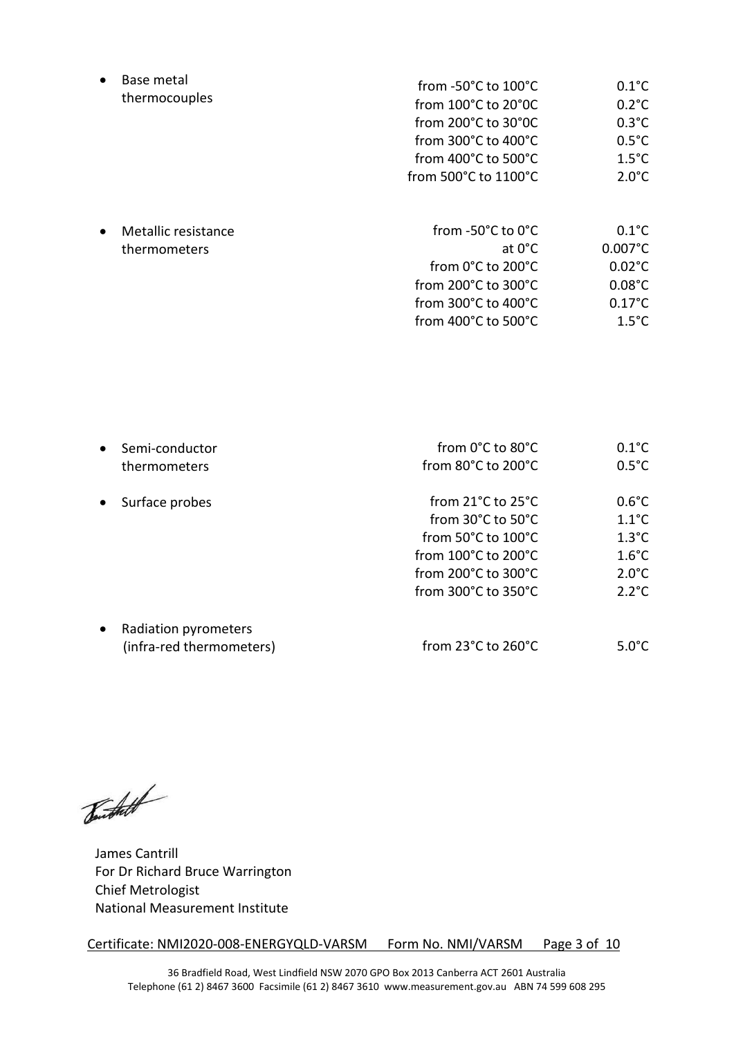- Base metal thermocouples

| Range | Value |
|---|---|
| from -50°C to 100°C | 0.1°C |
| from 100°C to 20°0C | 0.2°C |
| from 200°C to 30°0C | 0.3°C |
| from 300°C to 400°C | 0.5°C |
| from 400°C to 500°C | 1.5°C |
| from 500°C to 1100°C | 2.0°C |

- Metallic resistance thermometers

| Range | Value |
|---|---|
| from -50°C to 0°C | 0.1°C |
| at 0°C | 0.007°C |
| from 0°C to 200°C | 0.02°C |
| from 200°C to 300°C | 0.08°C |
| from 300°C to 400°C | 0.17°C |
| from 400°C to 500°C | 1.5°C |

- Semi-conductor thermometers

| Range | Value |
|---|---|
| from 0°C to 80°C | 0.1°C |
| from 80°C to 200°C | 0.5°C |

- Surface probes

| Range | Value |
|---|---|
| from 21°C to 25°C | 0.6°C |
| from 30°C to 50°C | 1.1°C |
| from 50°C to 100°C | 1.3°C |
| from 100°C to 200°C | 1.6°C |
| from 200°C to 300°C | 2.0°C |
| from 300°C to 350°C | 2.2°C |

- Radiation pyrometers (infra-red thermometers)

| Range | Value |
|---|---|
| from 23°C to 260°C | 5.0°C |

James Cantrill
For Dr Richard Bruce Warrington
Chief Metrologist
National Measurement Institute

Certificate: NMI2020-008-ENERGYQLD-VARSM Form No. NMI/VARSM

36 Bradfield Road, West Lindfield NSW 2070 GPO Box 2013 Canberra ACT 2601 Australia
Telephone (61 2) 8467 3600 Facsimile (61 2) 8467 3610 www.measurement.gov.au ABN 74 599 608 295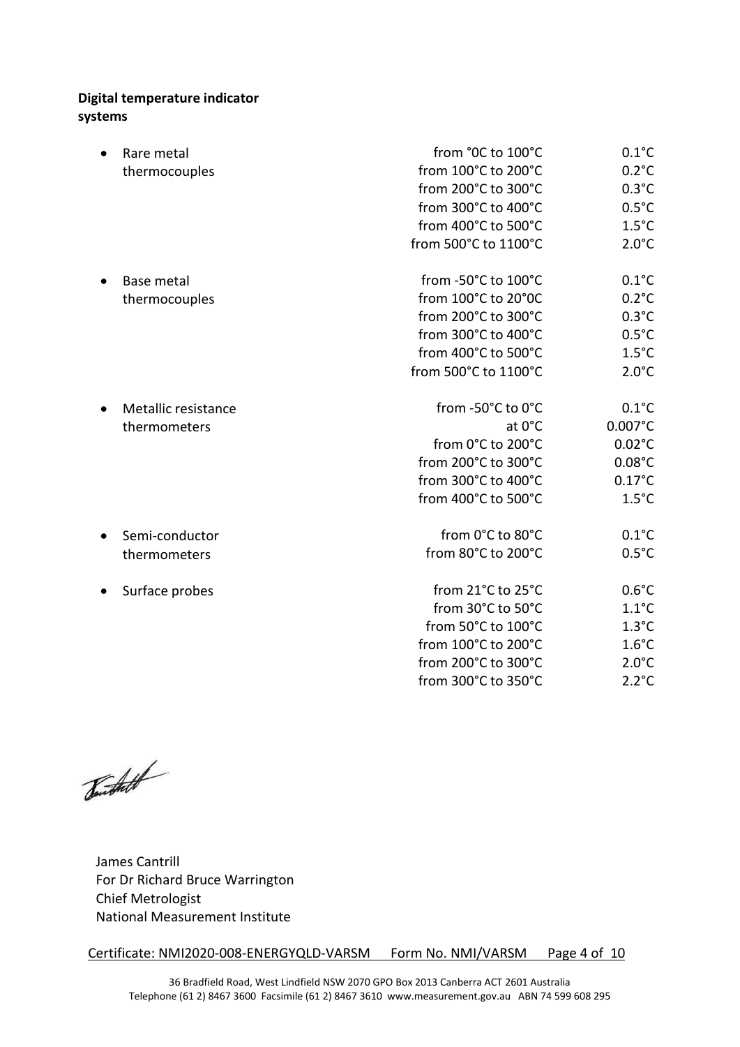**Digital temperature indicator systems**

| | | |
|---|---|---|
| • Rare metal thermocouples | from °0C to 100°C | 0.1°C |
| | from 100°C to 200°C | 0.2°C |
| | from 200°C to 300°C | 0.3°C |
| | from 300°C to 400°C | 0.5°C |
| | from 400°C to 500°C | 1.5°C |
| | from 500°C to 1100°C | 2.0°C |
| • Base metal thermocouples | from -50°C to 100°C | 0.1°C |
| | from 100°C to 20°0C | 0.2°C |
| | from 200°C to 300°C | 0.3°C |
| | from 300°C to 400°C | 0.5°C |
| | from 400°C to 500°C | 1.5°C |
| | from 500°C to 1100°C | 2.0°C |
| • Metallic resistance thermometers | from -50°C to 0°C | 0.1°C |
| | at 0°C | 0.007°C |
| | from 0°C to 200°C | 0.02°C |
| | from 200°C to 300°C | 0.08°C |
| | from 300°C to 400°C | 0.17°C |
| | from 400°C to 500°C | 1.5°C |
| • Semi-conductor thermometers | from 0°C to 80°C | 0.1°C |
| | from 80°C to 200°C | 0.5°C |
| • Surface probes | from 21°C to 25°C | 0.6°C |
| | from 30°C to 50°C | 1.1°C |
| | from 50°C to 100°C | 1.3°C |
| | from 100°C to 200°C | 1.6°C |
| | from 200°C to 300°C | 2.0°C |
| | from 300°C to 350°C | 2.2°C |

James Cantrill
For Dr Richard Bruce Warrington
Chief Metrologist
National Measurement Institute

Certificate: NMI2020-008-ENERGYQLD-VARSM Form No. NMI/VARSM

36 Bradfield Road, West Lindfield NSW 2070 GPO Box 2013 Canberra ACT 2601 Australia
Telephone (61 2) 8467 3600 Facsimile (61 2) 8467 3610 www.measurement.gov.au ABN 74 599 608 295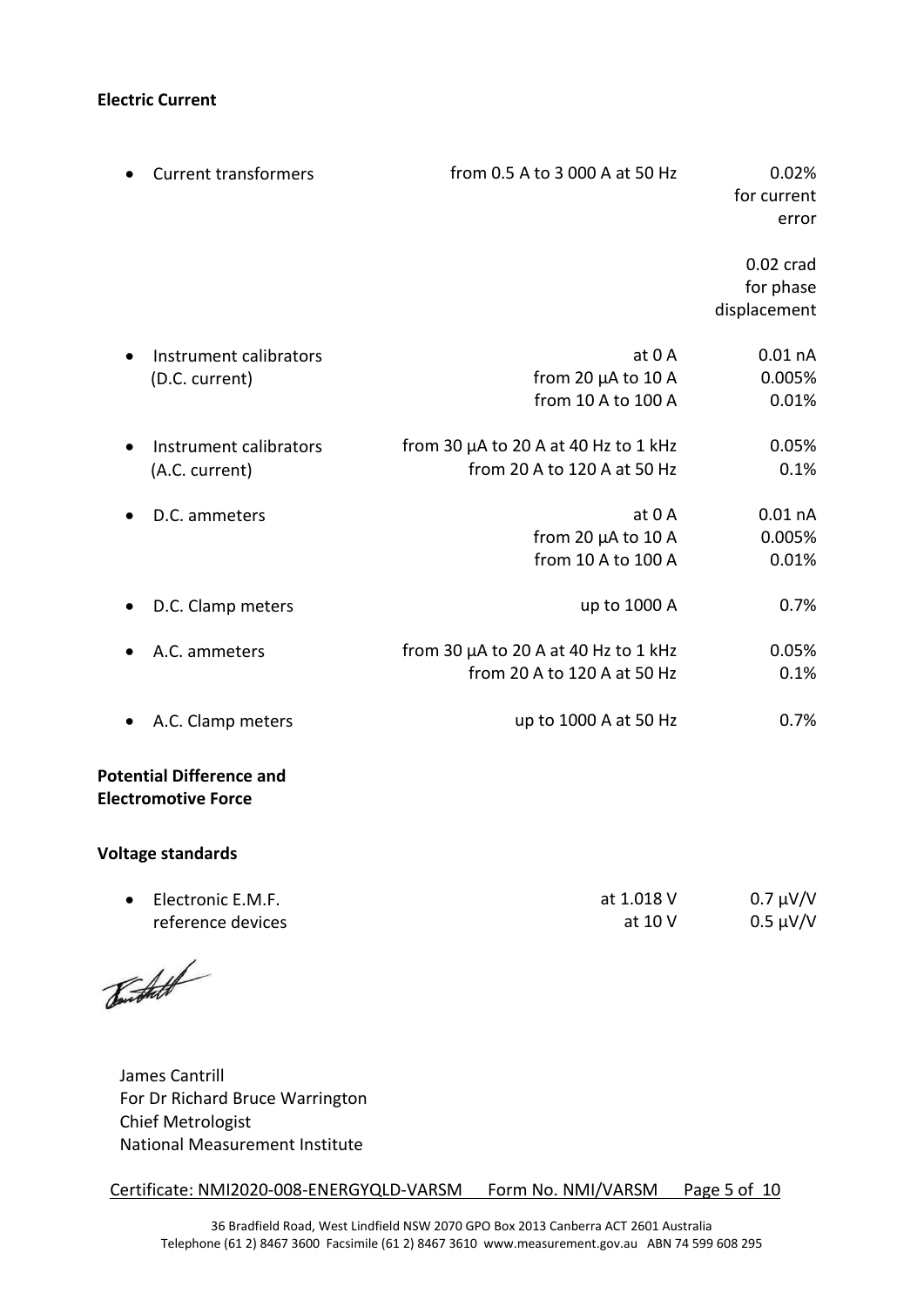**Electric Current**

| | | |
|---|---|---|
| • Current transformers | from 0.5 A to 3 000 A at 50 Hz | 0.02% for current error |
| | | 0.02 crad for phase displacement |
| • Instrument calibrators (D.C. current) | at 0 A | 0.01 nA |
| | from 20 μA to 10 A | 0.005% |
| | from 10 A to 100 A | 0.01% |
| • Instrument calibrators (A.C. current) | from 30 μA to 20 A at 40 Hz to 1 kHz | 0.05% |
| | from 20 A to 120 A at 50 Hz | 0.1% |
| • D.C. ammeters | at 0 A | 0.01 nA |
| | from 20 μA to 10 A | 0.005% |
| | from 10 A to 100 A | 0.01% |
| • D.C. Clamp meters | up to 1000 A | 0.7% |
| • A.C. ammeters | from 30 μA to 20 A at 40 Hz to 1 kHz | 0.05% |
| | from 20 A to 120 A at 50 Hz | 0.1% |
| • A.C. Clamp meters | up to 1000 A at 50 Hz | 0.7% |

**Potential Difference and Electromotive Force**

**Voltage standards**

| | | |
|---|---|---|
| • Electronic E.M.F. reference devices | at 1.018 V | 0.7 μV/V |
| | at 10 V | 0.5 μV/V |

James Cantrill
For Dr Richard Bruce Warrington
Chief Metrologist
National Measurement Institute

Certificate: NMI2020-008-ENERGYQLD-VARSM Form No. NMI/VARSM

36 Bradfield Road, West Lindfield NSW 2070 GPO Box 2013 Canberra ACT 2601 Australia
Telephone (61 2) 8467 3600 Facsimile (61 2) 8467 3610 www.measurement.gov.au ABN 74 599 608 295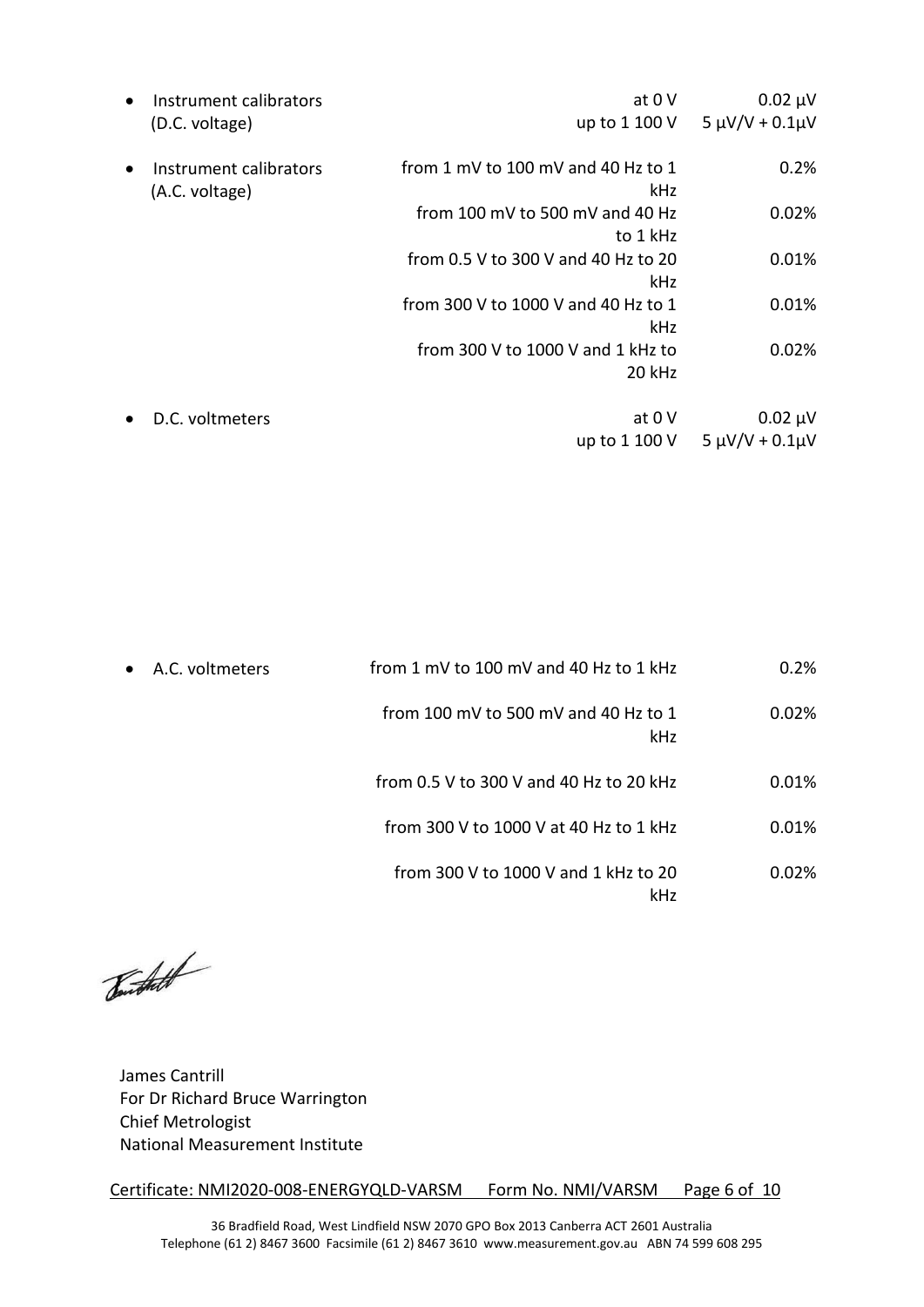| | | |
|---|---|---|
| • Instrument calibrators (D.C. voltage) | at 0 V | 0.02 µV |
| | up to 1 100 V | 5 µV/V + 0.1µV |
| • Instrument calibrators (A.C. voltage) | from 1 mV to 100 mV and 40 Hz to 1 kHz | 0.2% |
| | from 100 mV to 500 mV and 40 Hz to 1 kHz | 0.02% |
| | from 0.5 V to 300 V and 40 Hz to 20 kHz | 0.01% |
| | from 300 V to 1000 V and 40 Hz to 1 kHz | 0.01% |
| | from 300 V to 1000 V and 1 kHz to 20 kHz | 0.02% |
| • D.C. voltmeters | at 0 V | 0.02 µV |
| | up to 1 100 V | 5 µV/V + 0.1µV |
| • A.C. voltmeters | from 1 mV to 100 mV and 40 Hz to 1 kHz | 0.2% |
| | from 100 mV to 500 mV and 40 Hz to 1 kHz | 0.02% |
| | from 0.5 V to 300 V and 40 Hz to 20 kHz | 0.01% |
| | from 300 V to 1000 V at 40 Hz to 1 kHz | 0.01% |
| | from 300 V to 1000 V and 1 kHz to 20 kHz | 0.02% |

James Cantrill
For Dr Richard Bruce Warrington
Chief Metrologist
National Measurement Institute

Certificate: NMI2020-008-ENERGYQLD-VARSM Form No. NMI/VARSM

36 Bradfield Road, West Lindfield NSW 2070 GPO Box 2013 Canberra ACT 2601 Australia
Telephone (61 2) 8467 3600 Facsimile (61 2) 8467 3610 www.measurement.gov.au ABN 74 599 608 295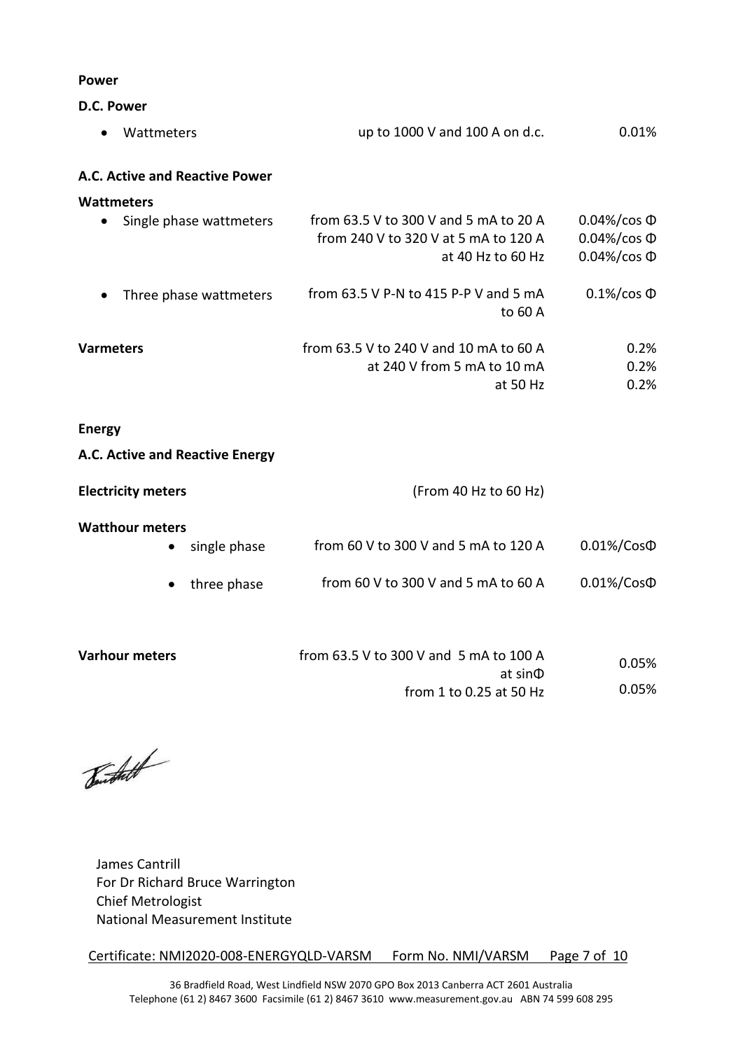**Power**

**D.C. Power**

| | | |
|---|---|---|
| • Wattmeters | up to 1000 V and 100 A on d.c. | 0.01% |

**A.C. Active and Reactive Power**

**Wattmeters**

| | | |
|---|---|---|
| • Single phase wattmeters | from 63.5 V to 300 V and 5 mA to 20 A | 0.04%/cos Φ |
| | from 240 V to 320 V at 5 mA to 120 A | 0.04%/cos Φ |
| | at 40 Hz to 60 Hz | 0.04%/cos Φ |
| • Three phase wattmeters | from 63.5 V P-N to 415 P-P V and 5 mA to 60 A | 0.1%/cos Φ |
| **Varmeters** | from 63.5 V to 240 V and 10 mA to 60 A | 0.2% |
| | at 240 V from 5 mA to 10 mA | 0.2% |
| | at 50 Hz | 0.2% |

**Energy**

**A.C. Active and Reactive Energy**

| | | |
|---|---|---|
| **Electricity meters** | (From 40 Hz to 60 Hz) | |
| **Watthour meters** | | |
| • single phase | from 60 V to 300 V and 5 mA to 120 A | 0.01%/CosΦ |
| • three phase | from 60 V to 300 V and 5 mA to 60 A | 0.01%/CosΦ |
| **Varhour meters** | from 63.5 V to 300 V and 5 mA to 100 A at sinΦ | 0.05% |
| | from 1 to 0.25 at 50 Hz | 0.05% |

James Cantrill
For Dr Richard Bruce Warrington
Chief Metrologist
National Measurement Institute

Certificate: NMI2020-008-ENERGYQLD-VARSM Form No. NMI/VARSM

36 Bradfield Road, West Lindfield NSW 2070 GPO Box 2013 Canberra ACT 2601 Australia
Telephone (61 2) 8467 3600 Facsimile (61 2) 8467 3610 www.measurement.gov.au ABN 74 599 608 295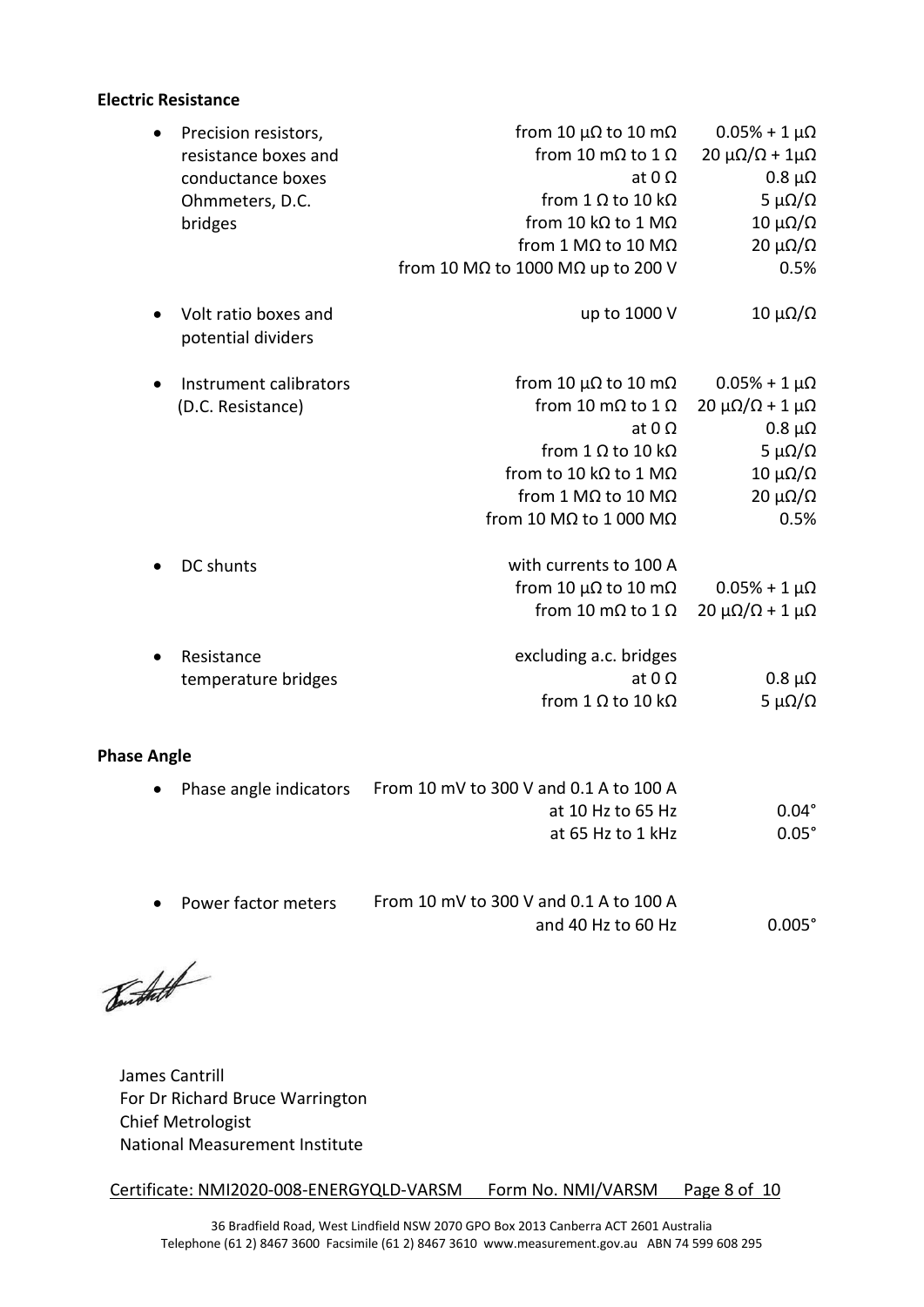**Electric Resistance**

| Item | Range | Uncertainty |
|---|---|---|
| Precision resistors, resistance boxes and conductance boxes Ohmmeters, D.C. bridges | from 10 μΩ to 10 mΩ | 0.05% + 1 μΩ |
| | from 10 mΩ to 1 Ω | 20 μΩ/Ω + 1μΩ |
| | at 0 Ω | 0.8 μΩ |
| | from 1 Ω to 10 kΩ | 5 μΩ/Ω |
| | from 10 kΩ to 1 MΩ | 10 μΩ/Ω |
| | from 1 MΩ to 10 MΩ | 20 μΩ/Ω |
| | from 10 MΩ to 1000 MΩ up to 200 V | 0.5% |
| Volt ratio boxes and potential dividers | up to 1000 V | 10 μΩ/Ω |
| Instrument calibrators (D.C. Resistance) | from 10 μΩ to 10 mΩ | 0.05% + 1 μΩ |
| | from 10 mΩ to 1 Ω | 20 μΩ/Ω + 1 μΩ |
| | at 0 Ω | 0.8 μΩ |
| | from 1 Ω to 10 kΩ | 5 μΩ/Ω |
| | from to 10 kΩ to 1 MΩ | 10 μΩ/Ω |
| | from 1 MΩ to 10 MΩ | 20 μΩ/Ω |
| | from 10 MΩ to 1 000 MΩ | 0.5% |
| DC shunts | with currents to 100 A | |
| | from 10 μΩ to 10 mΩ | 0.05% + 1 μΩ |
| | from 10 mΩ to 1 Ω | 20 μΩ/Ω + 1 μΩ |
| Resistance temperature bridges | excluding a.c. bridges | |
| | at 0 Ω | 0.8 μΩ |
| | from 1 Ω to 10 kΩ | 5 μΩ/Ω |

**Phase Angle**

| Item | Range | Uncertainty |
|---|---|---|
| Phase angle indicators | From 10 mV to 300 V and 0.1 A to 100 A | |
| | at 10 Hz to 65 Hz | 0.04° |
| | at 65 Hz to 1 kHz | 0.05° |
| Power factor meters | From 10 mV to 300 V and 0.1 A to 100 A and 40 Hz to 60 Hz | 0.005° |

James Cantrill
For Dr Richard Bruce Warrington
Chief Metrologist
National Measurement Institute

Certificate: NMI2020-008-ENERGYQLD-VARSM Form No. NMI/VARSM

36 Bradfield Road, West Lindfield NSW 2070 GPO Box 2013 Canberra ACT 2601 Australia
Telephone (61 2) 8467 3600 Facsimile (61 2) 8467 3610 www.measurement.gov.au ABN 74 599 608 295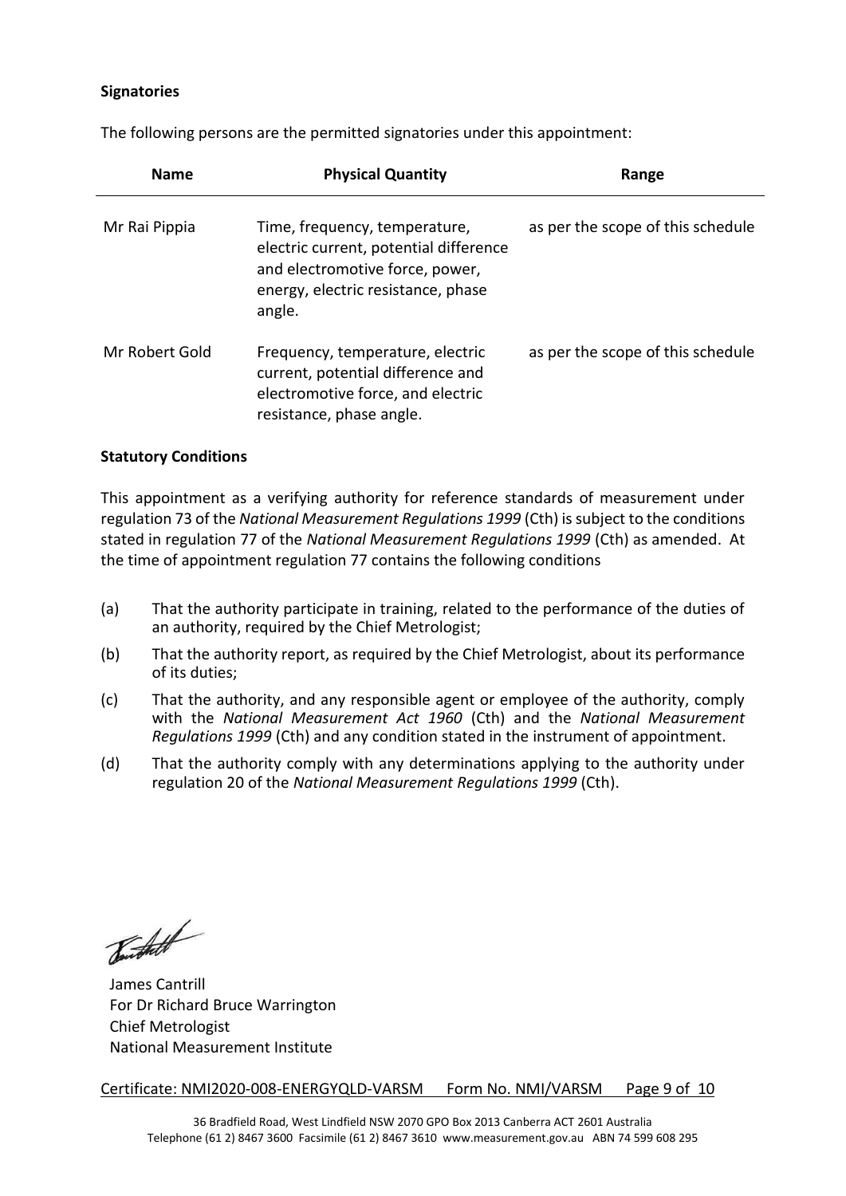**Signatories**

The following persons are the permitted signatories under this appointment:

| Name | Physical Quantity | Range |
|---|---|---|
| Mr Rai Pippia | Time, frequency, temperature, electric current, potential difference and electromotive force, power, energy, electric resistance, phase angle. | as per the scope of this schedule |
| Mr Robert Gold | Frequency, temperature, electric current, potential difference and electromotive force, and electric resistance, phase angle. | as per the scope of this schedule |

**Statutory Conditions**

This appointment as a verifying authority for reference standards of measurement under regulation 73 of the *National Measurement Regulations 1999* (Cth) is subject to the conditions stated in regulation 77 of the *National Measurement Regulations 1999* (Cth) as amended. At the time of appointment regulation 77 contains the following conditions

(a) That the authority participate in training, related to the performance of the duties of an authority, required by the Chief Metrologist;

(b) That the authority report, as required by the Chief Metrologist, about its performance of its duties;

(c) That the authority, and any responsible agent or employee of the authority, comply with the *National Measurement Act 1960* (Cth) and the *National Measurement Regulations 1999* (Cth) and any condition stated in the instrument of appointment.

(d) That the authority comply with any determinations applying to the authority under regulation 20 of the *National Measurement Regulations 1999* (Cth).

James Cantrill
For Dr Richard Bruce Warrington
Chief Metrologist
National Measurement Institute

Certificate: NMI2020-008-ENERGYQLD-VARSM Form No. NMI/VARSM

36 Bradfield Road, West Lindfield NSW 2070 GPO Box 2013 Canberra ACT 2601 Australia
Telephone (61 2) 8467 3600 Facsimile (61 2) 8467 3610 www.measurement.gov.au ABN 74 599 608 295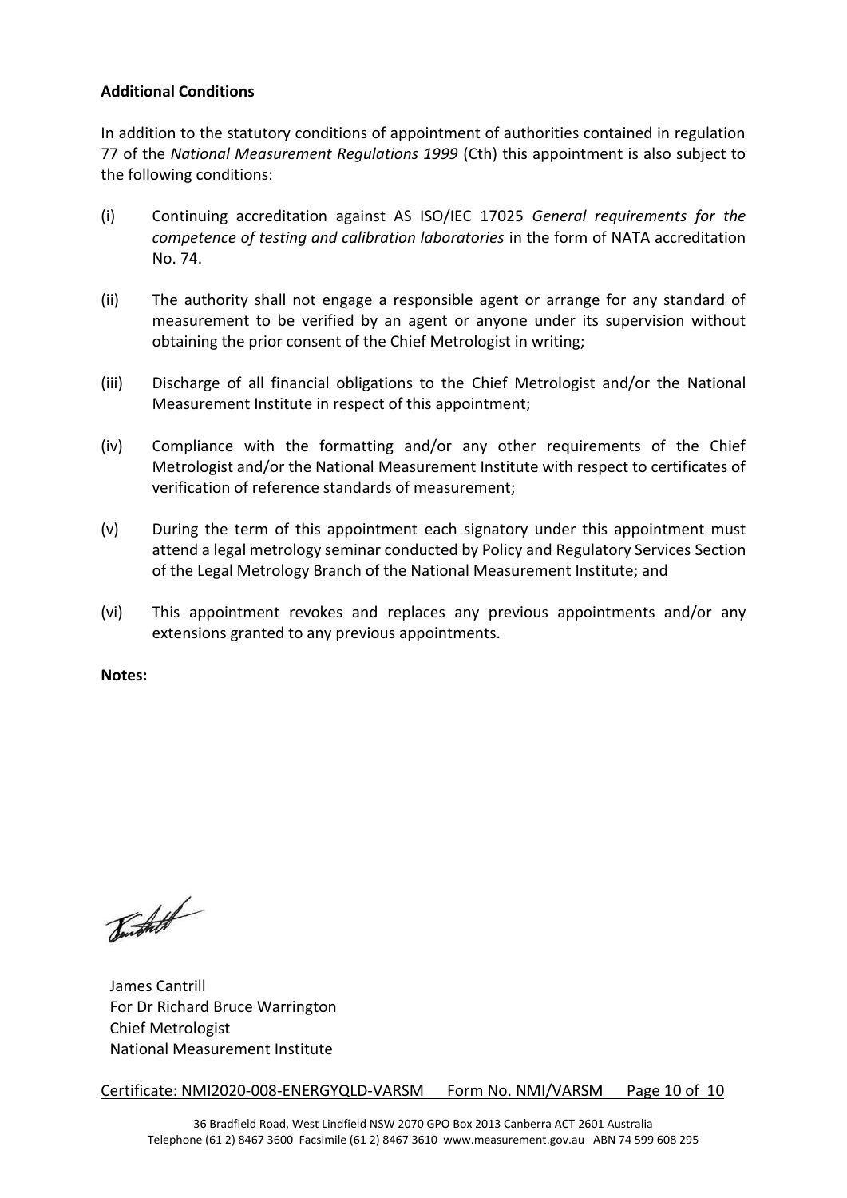**Additional Conditions**

In addition to the statutory conditions of appointment of authorities contained in regulation 77 of the *National Measurement Regulations 1999* (Cth) this appointment is also subject to the following conditions:

(i) Continuing accreditation against AS ISO/IEC 17025 *General requirements for the competence of testing and calibration laboratories* in the form of NATA accreditation No. 74.

(ii) The authority shall not engage a responsible agent or arrange for any standard of measurement to be verified by an agent or anyone under its supervision without obtaining the prior consent of the Chief Metrologist in writing;

(iii) Discharge of all financial obligations to the Chief Metrologist and/or the National Measurement Institute in respect of this appointment;

(iv) Compliance with the formatting and/or any other requirements of the Chief Metrologist and/or the National Measurement Institute with respect to certificates of verification of reference standards of measurement;

(v) During the term of this appointment each signatory under this appointment must attend a legal metrology seminar conducted by Policy and Regulatory Services Section of the Legal Metrology Branch of the National Measurement Institute; and

(vi) This appointment revokes and replaces any previous appointments and/or any extensions granted to any previous appointments.

**Notes:**

James Cantrill
For Dr Richard Bruce Warrington
Chief Metrologist
National Measurement Institute

Certificate: NMI2020-008-ENERGYQLD-VARSM Form No. NMI/VARSM

36 Bradfield Road, West Lindfield NSW 2070 GPO Box 2013 Canberra ACT 2601 Australia
Telephone (61 2) 8467 3600 Facsimile (61 2) 8467 3610 www.measurement.gov.au ABN 74 599 608 295